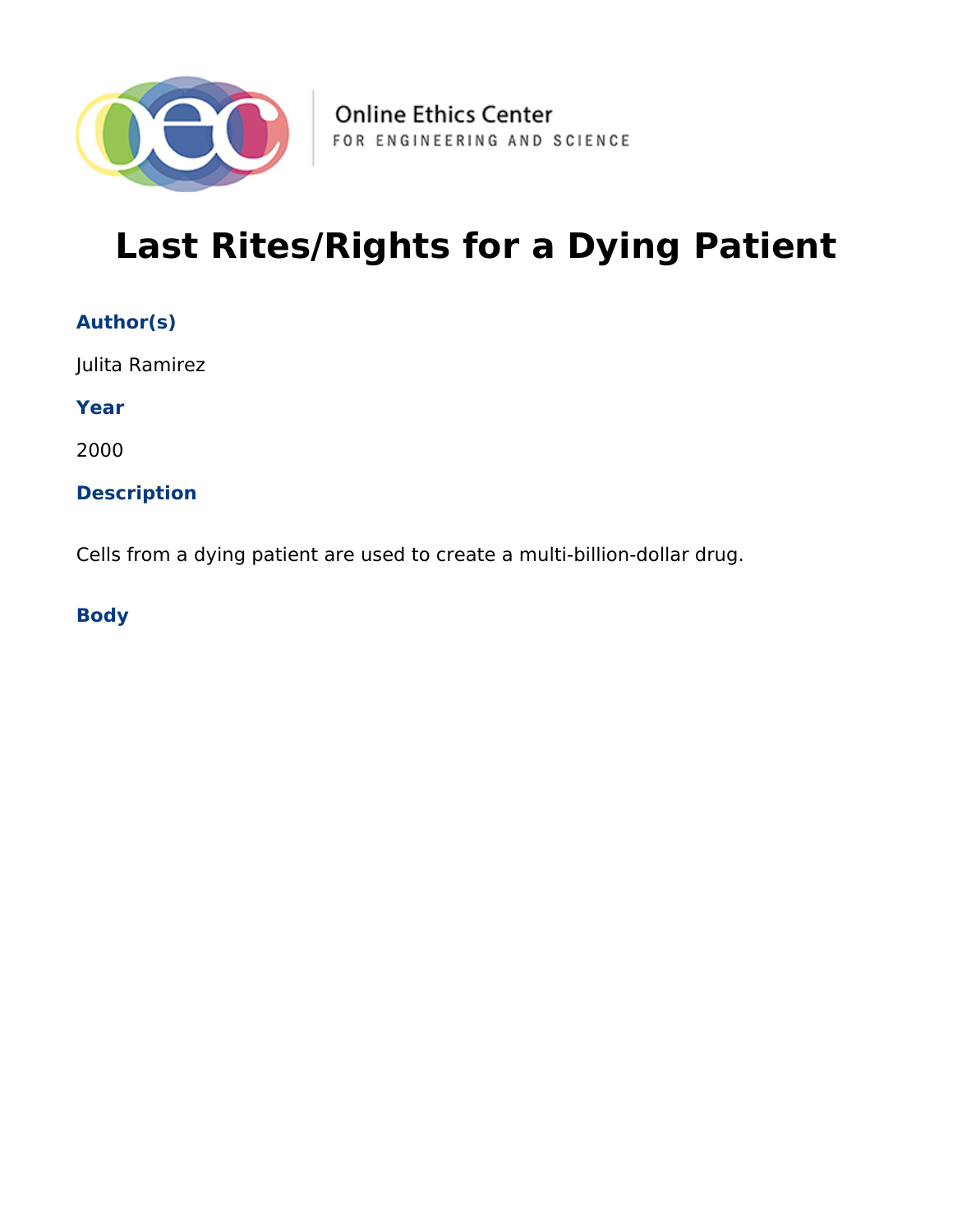Online Ethics Center
FOR ENGINEERING AND SCIENCE

# Last Rites/Rights for a Dying Patient

### Author(s)

Julita Ramirez

### Year

2000

### Description

Cells from a dying patient are used to create a multi-billion-dollar drug.

### Body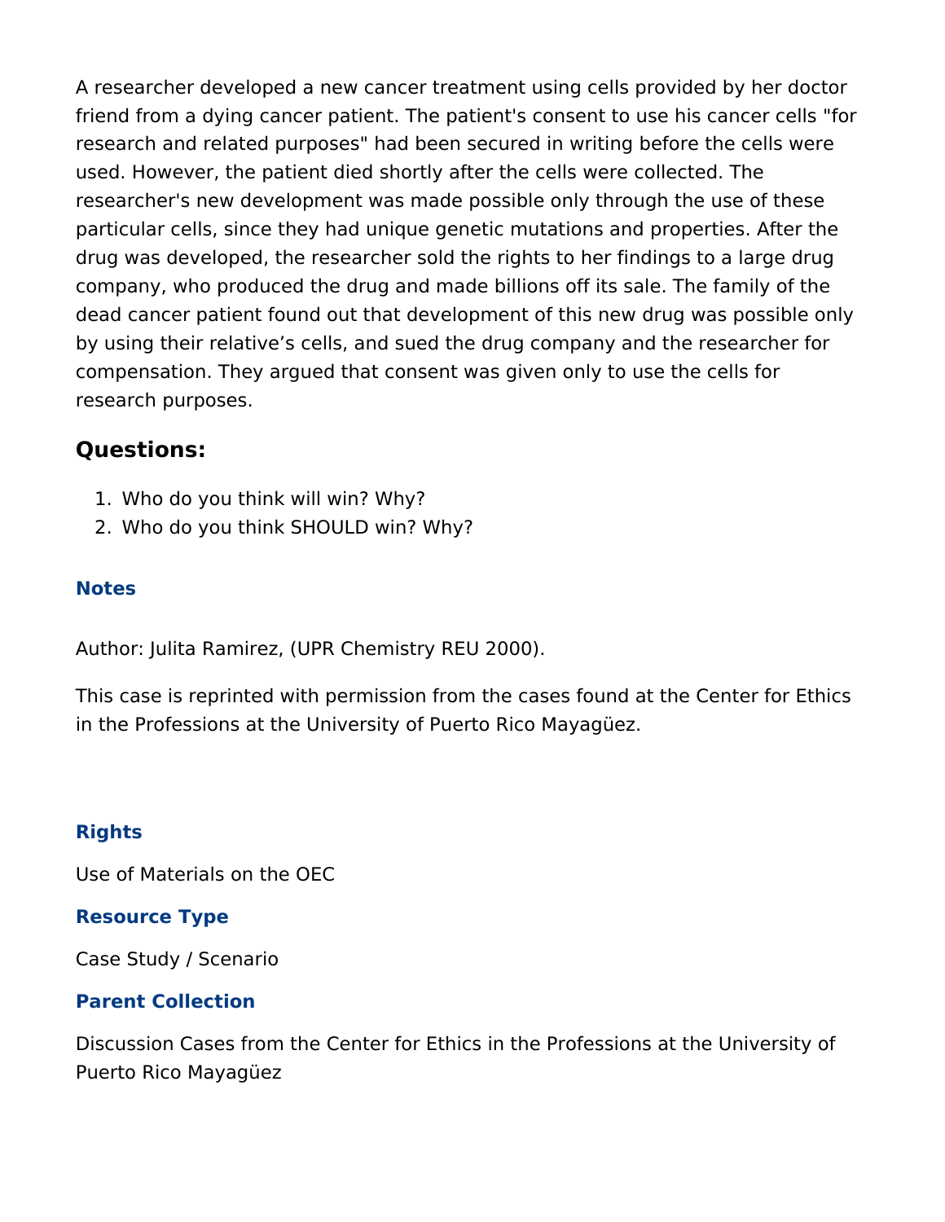A researcher developed a new cancer treatment using cells provided by her doctor friend from a dying cancer patient. The patient's consent to use his cancer cells "for research and related purposes" had been secured in writing before the cells were used. However, the patient died shortly after the cells were collected. The researcher's new development was made possible only through the use of these particular cells, since they had unique genetic mutations and properties. After the drug was developed, the researcher sold the rights to her findings to a large drug company, who produced the drug and made billions off its sale. The family of the dead cancer patient found out that development of this new drug was possible only by using their relative’s cells, and sued the drug company and the researcher for compensation. They argued that consent was given only to use the cells for research purposes.

## Questions:

1. Who do you think will win? Why?
2. Who do you think SHOULD win? Why?

### Notes

Author: Julita Ramirez, (UPR Chemistry REU 2000).

This case is reprinted with permission from the cases found at the Center for Ethics in the Professions at the University of Puerto Rico Mayagüez.

### Rights

Use of Materials on the OEC

### Resource Type

Case Study / Scenario

### Parent Collection

Discussion Cases from the Center for Ethics in the Professions at the University of Puerto Rico Mayagüez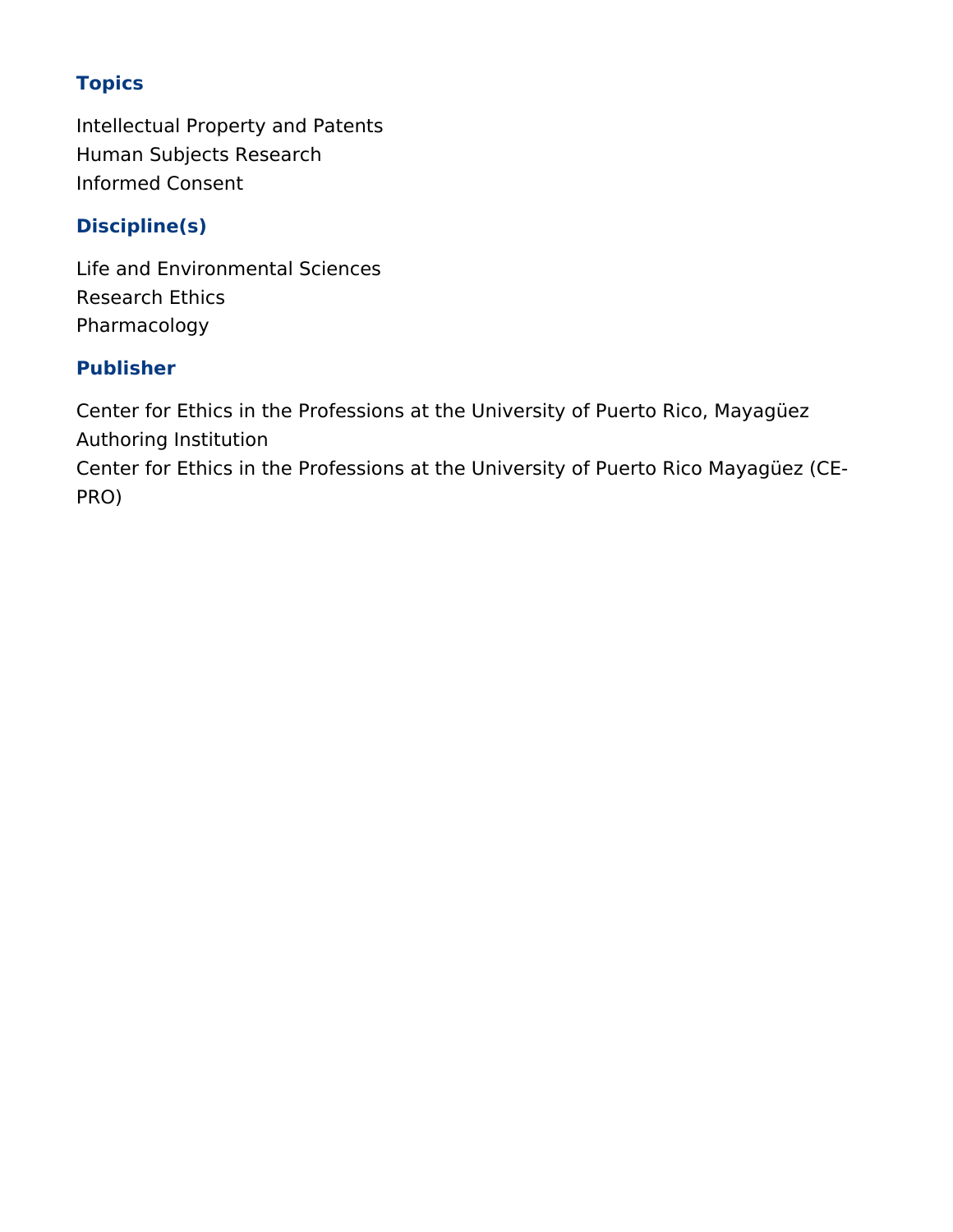### Topics

Intellectual Property and Patents
Human Subjects Research
Informed Consent

### Discipline(s)

Life and Environmental Sciences
Research Ethics
Pharmacology

### Publisher

Center for Ethics in the Professions at the University of Puerto Rico, Mayagüez
Authoring Institution
Center for Ethics in the Professions at the University of Puerto Rico Mayagüez (CE-PRO)